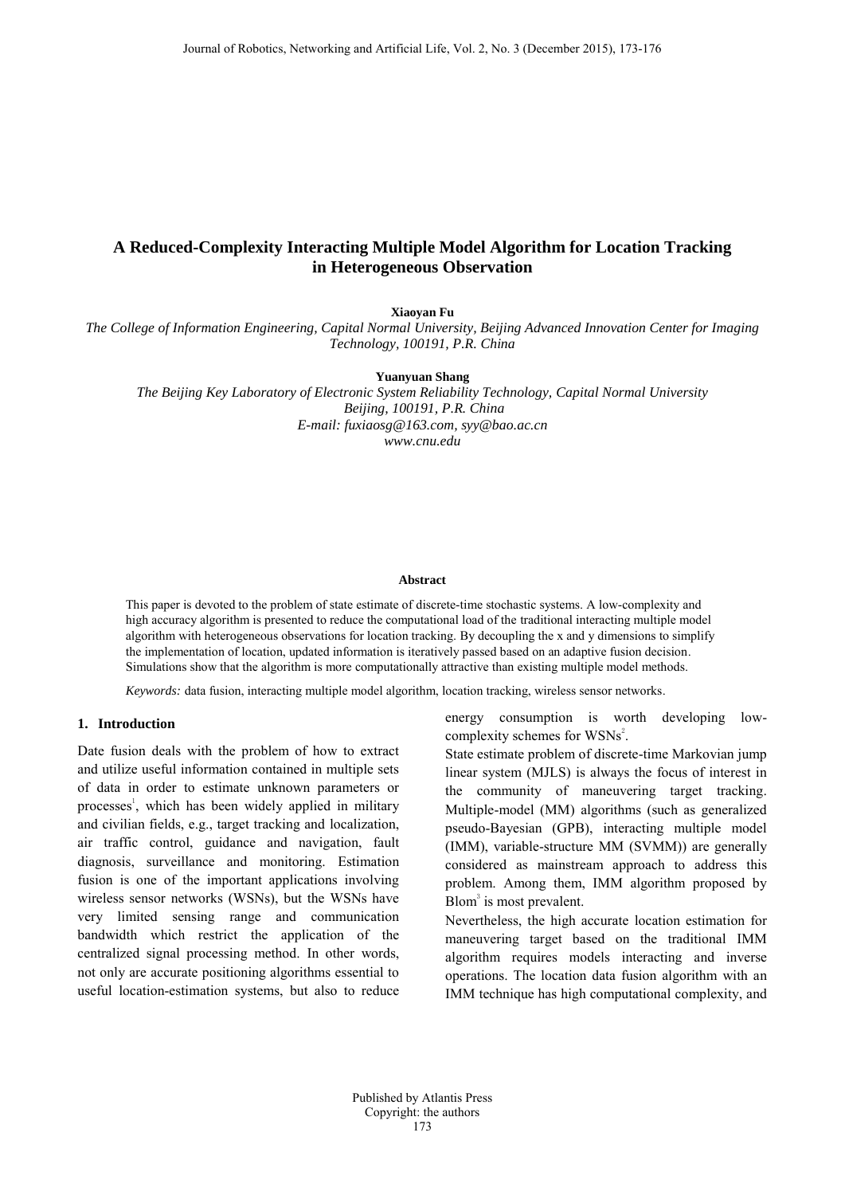# A Reduced-Complexity Interacting Multiple Model Algorithm for Location Tracking in Heterogeneous Observation

**Xiaoyan Fu**

*The College of Information Engineering, Capital Normal University, Beijing Advanced Innovation Center for Imaging Technology, 100191, P.R. China*

**Yuanyuan Shang**

*The Beijing Key Laboratory of Electronic System Reliability Technology, Capital Normal University Beijing, 100191, P.R. China*
*E-mail: fuxiaosg@163.com, syy@bao.ac.cn*
*www.cnu.edu*

**Abstract**

This paper is devoted to the problem of state estimate of discrete-time stochastic systems. A low-complexity and high accuracy algorithm is presented to reduce the computational load of the traditional interacting multiple model algorithm with heterogeneous observations for location tracking. By decoupling the x and y dimensions to simplify the implementation of location, updated information is iteratively passed based on an adaptive fusion decision. Simulations show that the algorithm is more computationally attractive than existing multiple model methods.

*Keywords:* data fusion, interacting multiple model algorithm, location tracking, wireless sensor networks.

## 1. Introduction

Date fusion deals with the problem of how to extract and utilize useful information contained in multiple sets of data in order to estimate unknown parameters or processes[1], which has been widely applied in military and civilian fields, e.g., target tracking and localization, air traffic control, guidance and navigation, fault diagnosis, surveillance and monitoring. Estimation fusion is one of the important applications involving wireless sensor networks (WSNs), but the WSNs have very limited sensing range and communication bandwidth which restrict the application of the centralized signal processing method. In other words, not only are accurate positioning algorithms essential to useful location-estimation systems, but also to reduce energy consumption is worth developing low-complexity schemes for WSNs[2].

State estimate problem of discrete-time Markovian jump linear system (MJLS) is always the focus of interest in the community of maneuvering target tracking. Multiple-model (MM) algorithms (such as generalized pseudo-Bayesian (GPB), interacting multiple model (IMM), variable-structure MM (SVMM)) are generally considered as mainstream approach to address this problem. Among them, IMM algorithm proposed by Blom[3] is most prevalent.

Nevertheless, the high accurate location estimation for maneuvering target based on the traditional IMM algorithm requires models interacting and inverse operations. The location data fusion algorithm with an IMM technique has high computational complexity, and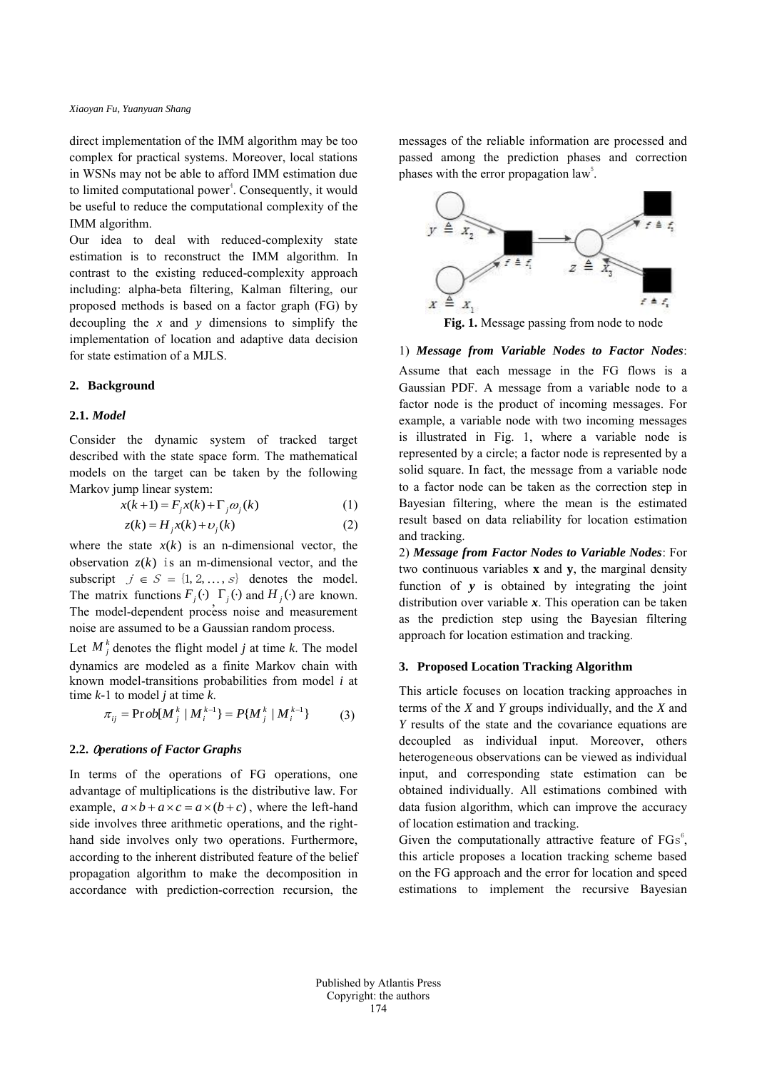direct implementation of the IMM algorithm may be too complex for practical systems. Moreover, local stations in WSNs may not be able to afford IMM estimation due to limited computational power[4]. Consequently, it would be useful to reduce the computational complexity of the IMM algorithm.

Our idea to deal with reduced-complexity state estimation is to reconstruct the IMM algorithm. In contrast to the existing reduced-complexity approach including: alpha-beta filtering, Kalman filtering, our proposed methods is based on a factor graph (FG) by decoupling the *x* and *y* dimensions to simplify the implementation of location and adaptive data decision for state estimation of a MJLS.

## 2. Background

### 2.1. *Model*

Consider the dynamic system of tracked target described with the state space form. The mathematical models on the target can be taken by the following Markov jump linear system:

$$x(k+1) = F_j x(k) + \Gamma_j \omega_j(k) \tag{1}$$

$$z(k) = H_j x(k) + \upsilon_j(k) \tag{2}$$

where the state $x(k)$ is an n-dimensional vector, the observation $z(k)$ is an m-dimensional vector, and the subscript $j \in S = \{1, 2, \ldots, s\}$ denotes the model. The matrix functions $F_j(\cdot)$, $\Gamma_j(\cdot)$ and $H_j(\cdot)$ are known. The model-dependent process noise and measurement noise are assumed to be a Gaussian random process.

Let $M_j^k$ denotes the flight model *j* at time *k*. The model dynamics are modeled as a finite Markov chain with known model-transitions probabilities from model *i* at time *k*-1 to model *j* at time *k*.

$$\pi_{ij} = \Pr ob[M_j^k \mid M_i^{k-1}\} = P\{M_j^k \mid M_i^{k-1}\} \tag{3}$$

### 2.2. *Operations of Factor Graphs*

In terms of the operations of FG operations, one advantage of multiplications is the distributive law. For example, $a \times b + a \times c = a \times (b + c)$, where the left-hand side involves three arithmetic operations, and the right-hand side involves only two operations. Furthermore, according to the inherent distributed feature of the belief propagation algorithm to make the decomposition in accordance with prediction-correction recursion, the messages of the reliable information are processed and passed among the prediction phases and correction phases with the error propagation law[5].

**Fig. 1.** Message passing from node to node

1) ***Message from Variable Nodes to Factor Nodes***: Assume that each message in the FG flows is a Gaussian PDF. A message from a variable node to a factor node is the product of incoming messages. For example, a variable node with two incoming messages is illustrated in Fig. 1, where a variable node is represented by a circle; a factor node is represented by a solid square. In fact, the message from a variable node to a factor node can be taken as the correction step in Bayesian filtering, where the mean is the estimated result based on data reliability for location estimation and tracking.

2) ***Message from Factor Nodes to Variable Nodes***: For two continuous variables **x** and **y**, the marginal density function of ***y*** is obtained by integrating the joint distribution over variable ***x***. This operation can be taken as the prediction step using the Bayesian filtering approach for location estimation and tracking.

## 3. Proposed Location Tracking Algorithm

This article focuses on location tracking approaches in terms of the *X* and *Y* groups individually, and the *X* and *Y* results of the state and the covariance equations are decoupled as individual input. Moreover, others heterogeneous observations can be viewed as individual input, and corresponding state estimation can be obtained individually. All estimations combined with data fusion algorithm, which can improve the accuracy of location estimation and tracking.

Given the computationally attractive feature of FGs[6], this article proposes a location tracking scheme based on the FG approach and the error for location and speed estimations to implement the recursive Bayesian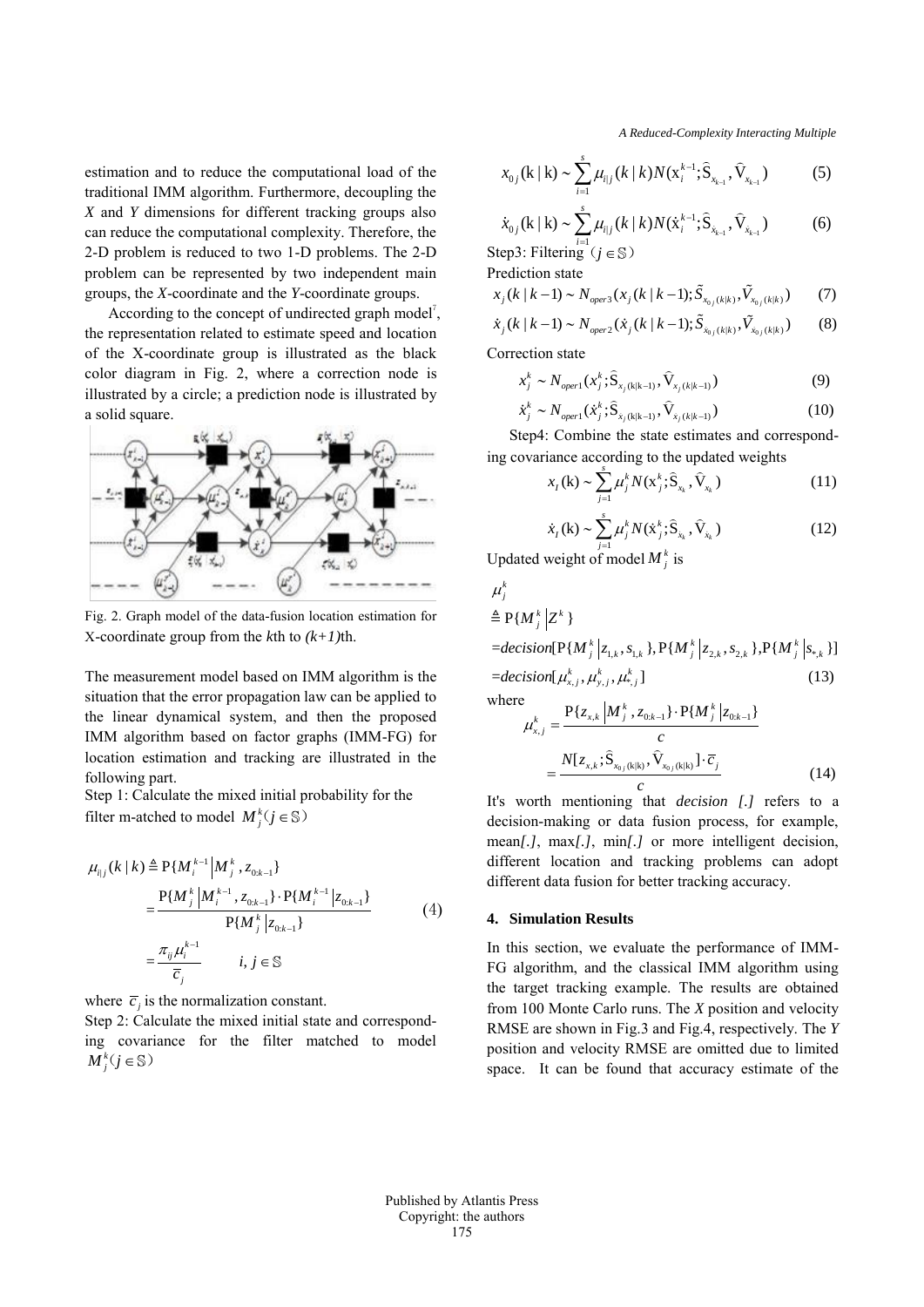estimation and to reduce the computational load of the traditional IMM algorithm. Furthermore, decoupling the *X* and *Y* dimensions for different tracking groups also can reduce the computational complexity. Therefore, the 2-D problem is reduced to two 1-D problems. The 2-D problem can be represented by two independent main groups, the *X*-coordinate and the *Y*-coordinate groups.

According to the concept of undirected graph model[7], the representation related to estimate speed and location of the X-coordinate group is illustrated as the black color diagram in Fig. 2, where a correction node is illustrated by a circle; a prediction node is illustrated by a solid square.

Fig. 2. Graph model of the data-fusion location estimation for X-coordinate group from the *k*th to *(k+1)*th.

The measurement model based on IMM algorithm is the situation that the error propagation law can be applied to the linear dynamical system, and then the proposed IMM algorithm based on factor graphs (IMM-FG) for location estimation and tracking are illustrated in the following part.

Step 1: Calculate the mixed initial probability for the filter m-atched to model $M_j^k (j \in \mathbb{S})$

$$\begin{aligned}\mu_{i|j}(k\,|\,k) &\triangleq \mathrm{P}\{M_i^{k-1} \,|\, M_j^k, z_{0:k-1}\} \\ &= \frac{\mathrm{P}\{M_j^k \,|\, M_i^{k-1}, z_{0:k-1}\}\cdot \mathrm{P}\{M_i^{k-1} \,|\, z_{0:k-1}\}}{\mathrm{P}\{M_j^k \,|\, z_{0:k-1}\}} \\ &= \frac{\pi_{ij}\mu_i^{k-1}}{\overline{c}_j} \qquad i, j \in \mathbb{S}\end{aligned} \tag{4}$$

where $\overline{c}_j$ is the normalization constant.

Step 2: Calculate the mixed initial state and corresponding covariance for the filter matched to model $M_j^k (j \in \mathbb{S})$

$$x_{0j}(\mathrm{k}\,|\,\mathrm{k}) \sim \sum_{i=1}^{s} \mu_{i|j}(k\,|\,k) N(\mathrm{x}_i^{k-1}; \hat{\mathrm{S}}_{x_{k-1}}, \hat{\mathrm{V}}_{x_{k-1}}) \tag{5}$$

$$\dot{x}_{0j}(\mathrm{k}\,|\,\mathrm{k}) \sim \sum_{i=1}^{s} \mu_{i|j}(k\,|\,k) N(\dot{\mathrm{x}}_i^{k-1}; \hat{\mathrm{S}}_{\dot{x}_{k-1}}, \hat{\mathrm{V}}_{\dot{x}_{k-1}}) \tag{6}$$

Step3: Filtering（$j \in \mathbb{S}$）

Prediction state

$$x_j(k\,|\,k-1) \sim N_{oper3}(x_j(k\,|\,k-1); \tilde{S}_{x_{0j}(k|k)}, \tilde{V}_{x_{0j}(k|k)}) \tag{7}$$

$$\dot{x}_j(k\,|\,k-1) \sim N_{oper2}(\dot{x}_j(k\,|\,k-1); \tilde{S}_{\dot{x}_{0j}(k|k)}, \tilde{V}_{\dot{x}_{0j}(k|k)}) \tag{8}$$

Correction state

$$x_j^k \sim N_{oper1}(x_j^k; \hat{\mathrm{S}}_{x_j(\mathrm{k|k-1})}, \hat{\mathrm{V}}_{x_j(k|k-1)}) \tag{9}$$

$$\dot{x}_j^k \sim N_{oper1}(\dot{x}_j^k; \hat{\mathrm{S}}_{\dot{x}_j(\mathrm{k|k-1})}, \hat{\mathrm{V}}_{\dot{x}_j(k|k-1)}) \tag{10}$$

Step4: Combine the state estimates and corresponding covariance according to the updated weights

$$x_I(\mathrm{k}) \sim \sum_{j=1}^{s} \mu_j^k N(\mathrm{x}_j^k; \hat{\mathrm{S}}_{x_k}, \hat{\mathrm{V}}_{x_k}) \tag{11}$$

$$\dot{x}_I(\mathrm{k}) \sim \sum_{j=1}^{s} \mu_j^k N(\dot{\mathrm{x}}_j^k; \hat{\mathrm{S}}_{\dot{x}_k}, \hat{\mathrm{V}}_{\dot{x}_k}) \tag{12}$$

Updated weight of model $M_j^k$ is

$$\begin{aligned}&\mu_j^k \\ &\triangleq \mathrm{P}\{M_j^k \,|\, Z^k\} \\ &= decision[\mathrm{P}\{M_j^k \,|\, z_{1,k}, s_{1,k}\}, \mathrm{P}\{M_j^k \,|\, z_{2,k}, s_{2,k}\}, \mathrm{P}\{M_j^k \,|\, \mathrm{s}_{*,k}\}] \\ &= decision[\mu_{x,j}^k, \mu_{y,j}^k, \mu_{*,j}^k]\end{aligned} \tag{13}$$

where

$$\begin{aligned}\mu_{x,j}^k &= \frac{\mathrm{P}\{z_{x,k} \,|\, M_j^k, z_{0:k-1}\}\cdot \mathrm{P}\{M_j^k \,|\, z_{0:k-1}\}}{c} \\ &= \frac{N[z_{x,k}; \hat{\mathrm{S}}_{x_{0j}(\mathrm{k|k})}, \hat{\mathrm{V}}_{x_{0j}(\mathrm{k|k})}]\cdot \overline{c}_j}{c}\end{aligned} \tag{14}$$

It's worth mentioning that *decision [.]* refers to a decision-making or data fusion process, for example, mean*[.]*, max*[.]*, min*[.]* or more intelligent decision, different location and tracking problems can adopt different data fusion for better tracking accuracy.

### 4. Simulation Results

In this section, we evaluate the performance of IMM-FG algorithm, and the classical IMM algorithm using the target tracking example. The results are obtained from 100 Monte Carlo runs. The *X* position and velocity RMSE are shown in Fig.3 and Fig.4, respectively. The *Y* position and velocity RMSE are omitted due to limited space. It can be found that accuracy estimate of the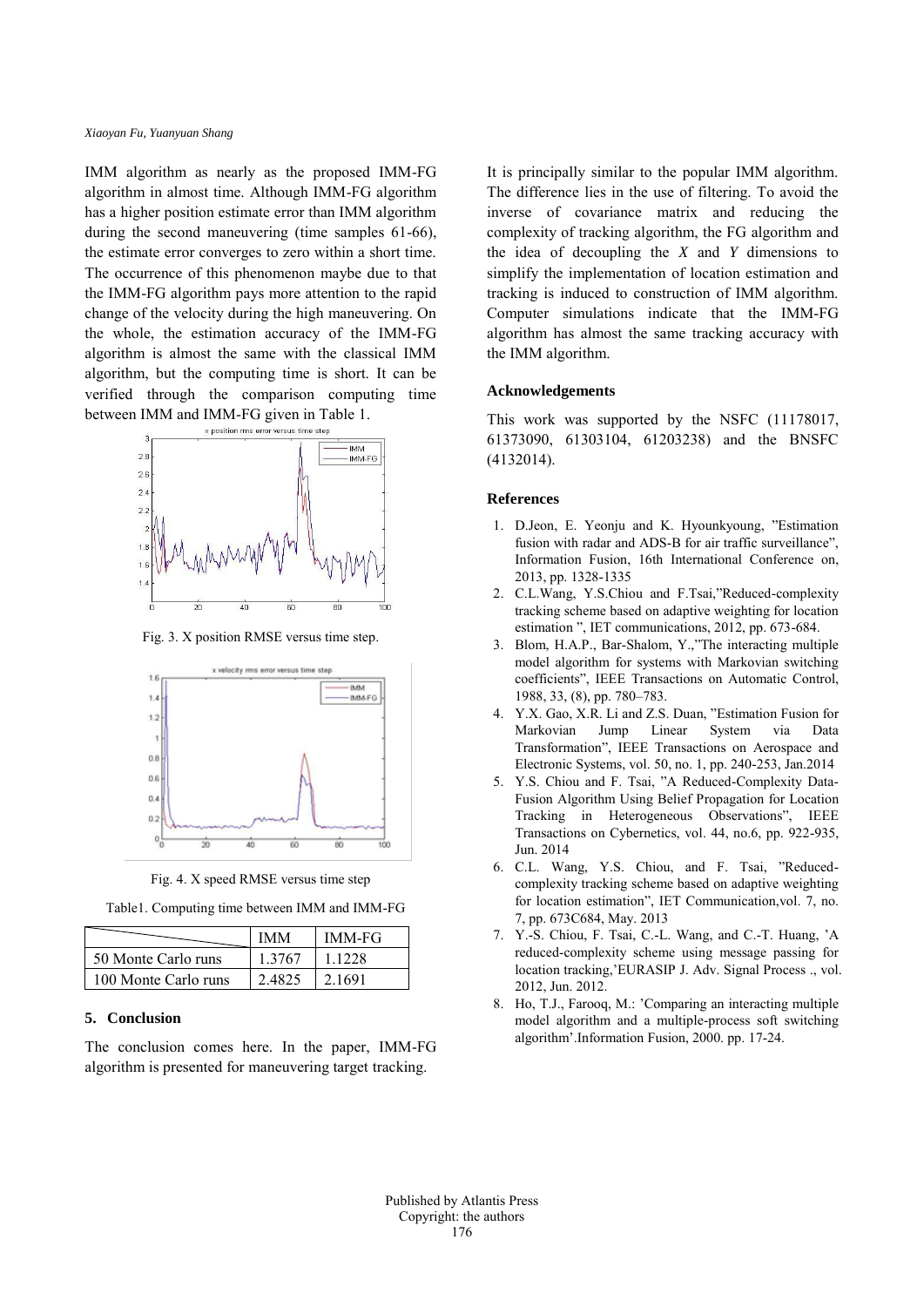IMM algorithm as nearly as the proposed IMM-FG algorithm in almost time. Although IMM-FG algorithm has a higher position estimate error than IMM algorithm during the second maneuvering (time samples 61-66), the estimate error converges to zero within a short time. The occurrence of this phenomenon maybe due to that the IMM-FG algorithm pays more attention to the rapid change of the velocity during the high maneuvering. On the whole, the estimation accuracy of the IMM-FG algorithm is almost the same with the classical IMM algorithm, but the computing time is short. It can be verified through the comparison computing time between IMM and IMM-FG given in Table 1.

x position rms error versus time step

IMM
IMM-FG

3
2.8
2.6
2.4
2.2
2
1.8
1.6
1.4

0 20 40 60 80 100

Fig. 3. X position RMSE versus time step.

x velocity rms error versus time step

IMM
IMM-FG

1.6
1.4
1.2
1
0.8
0.6
0.4
0.2
0

0 20 40 60 80 100

Fig. 4. X speed RMSE versus time step

Table1. Computing time between IMM and IMM-FG

| | IMM | IMM-FG |
|---|---|---|
| 50 Monte Carlo runs | 1.3767 | 1.1228 |
| 100 Monte Carlo runs | 2.4825 | 2.1691 |

## 5. Conclusion

The conclusion comes here. In the paper, IMM-FG algorithm is presented for maneuvering target tracking. It is principally similar to the popular IMM algorithm. The difference lies in the use of filtering. To avoid the inverse of covariance matrix and reducing the complexity of tracking algorithm, the FG algorithm and the idea of decoupling the $X$ and $Y$ dimensions to simplify the implementation of location estimation and tracking is induced to construction of IMM algorithm. Computer simulations indicate that the IMM-FG algorithm has almost the same tracking accuracy with the IMM algorithm.

## Acknowledgements

This work was supported by the NSFC (11178017, 61373090, 61303104, 61203238) and the BNSFC (4132014).

## References

1. D.Jeon, E. Yeonju and K. Hyounkyoung, "Estimation fusion with radar and ADS-B for air traffic surveillance", Information Fusion, 16th International Conference on, 2013, pp. 1328-1335
2. C.L.Wang, Y.S.Chiou and F.Tsai,"Reduced-complexity tracking scheme based on adaptive weighting for location estimation ", IET communications, 2012, pp. 673-684.
3. Blom, H.A.P., Bar-Shalom, Y.,"The interacting multiple model algorithm for systems with Markovian switching coefficients", IEEE Transactions on Automatic Control, 1988, 33, (8), pp. 780–783.
4. Y.X. Gao, X.R. Li and Z.S. Duan, "Estimation Fusion for Markovian Jump Linear System via Data Transformation", IEEE Transactions on Aerospace and Electronic Systems, vol. 50, no. 1, pp. 240-253, Jan.2014
5. Y.S. Chiou and F. Tsai, "A Reduced-Complexity Data-Fusion Algorithm Using Belief Propagation for Location Tracking in Heterogeneous Observations", IEEE Transactions on Cybernetics, vol. 44, no.6, pp. 922-935, Jun. 2014
6. C.L. Wang, Y.S. Chiou, and F. Tsai, "Reduced-complexity tracking scheme based on adaptive weighting for location estimation", IET Communication,vol. 7, no. 7, pp. 673C684, May. 2013
7. Y.-S. Chiou, F. Tsai, C.-L. Wang, and C.-T. Huang, 'A reduced-complexity scheme using message passing for location tracking,'EURASIP J. Adv. Signal Process ., vol. 2012, Jun. 2012.
8. Ho, T.J., Farooq, M.: 'Comparing an interacting multiple model algorithm and a multiple-process soft switching algorithm'.Information Fusion, 2000. pp. 17-24.